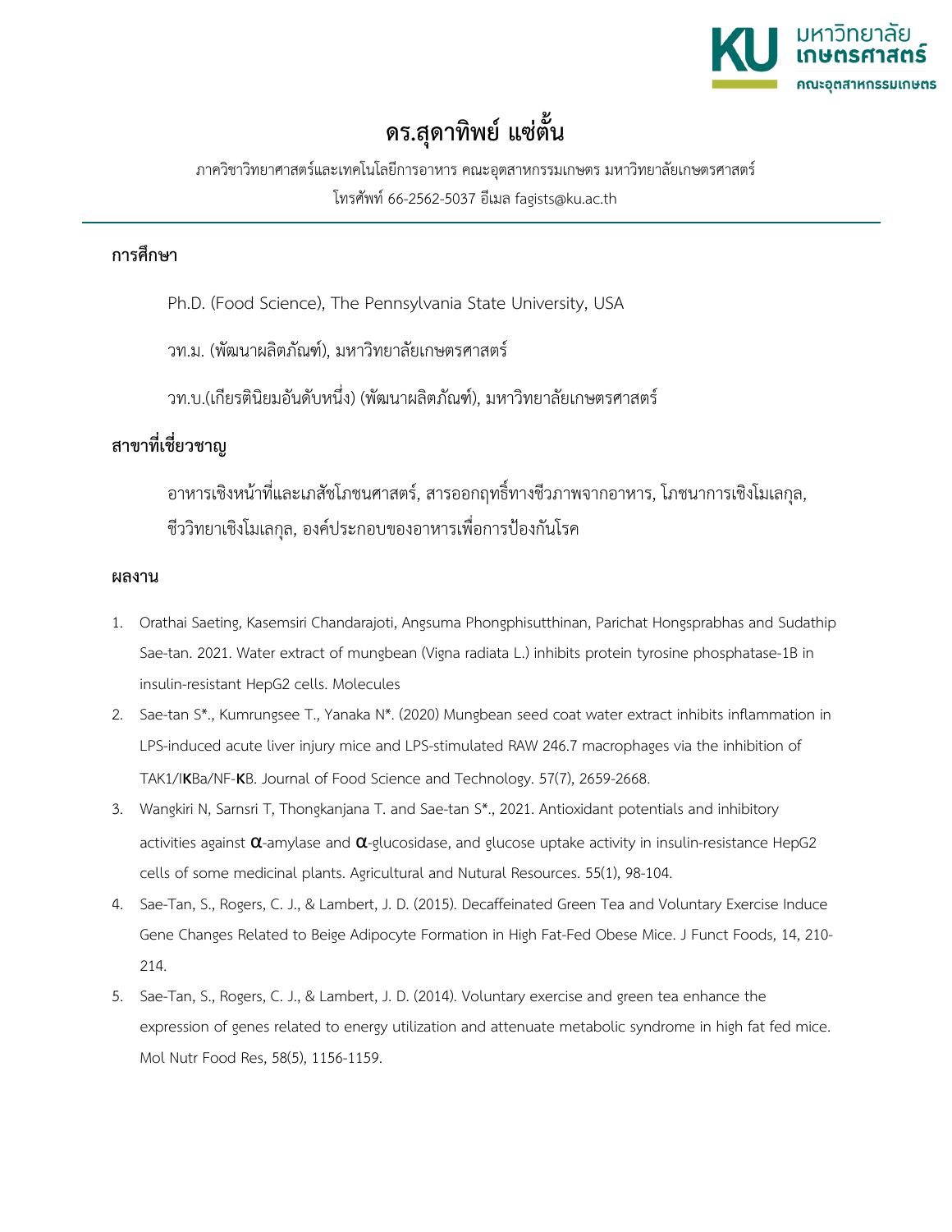# ดร.สุดาทิพย์ แซ่ตั้น

ภาควิชาวิทยาศาสตร์และเทคโนโลยีการอาหาร คณะอุตสาหกรรมเกษตร มหาวิทยาลัยเกษตรศาสตร์

โทรศัพท์ 66-2562-5037 อีเมล fagists@ku.ac.th

## การศึกษา

Ph.D. (Food Science), The Pennsylvania State University, USA

วท.ม. (พัฒนาผลิตภัณฑ์), มหาวิทยาลัยเกษตรศาสตร์

วท.บ.(เกียรตินิยมอันดับหนึ่ง) (พัฒนาผลิตภัณฑ์), มหาวิทยาลัยเกษตรศาสตร์

## สาขาที่เชี่ยวชาญ

อาหารเชิงหน้าที่และเภสัชโภชนศาสตร์, สารออกฤทธิ์ทางชีวภาพจากอาหาร, โภชนาการเชิงโมเลกุล, ชีววิทยาเชิงโมเลกุล, องค์ประกอบของอาหารเพื่อการป้องกันโรค

## ผลงาน

1. Orathai Saeting, Kasemsiri Chandarajoti, Angsuma Phongphisutthinan, Parichat Hongsprabhas and Sudathip Sae-tan. 2021. Water extract of mungbean (Vigna radiata L.) inhibits protein tyrosine phosphatase-1B in insulin-resistant HepG2 cells. Molecules
2. Sae-tan S*., Kumrungsee T., Yanaka N*. (2020) Mungbean seed coat water extract inhibits inflammation in LPS-induced acute liver injury mice and LPS-stimulated RAW 246.7 macrophages via the inhibition of TAK1/I**K**Ba/NF-**K**B. Journal of Food Science and Technology. 57(7), 2659-2668.
3. Wangkiri N, Sarnsri T, Thongkanjana T. and Sae-tan S*., 2021. Antioxidant potentials and inhibitory activities against $\alpha$-amylase and $\alpha$-glucosidase, and glucose uptake activity in insulin-resistance HepG2 cells of some medicinal plants. Agricultural and Nutural Resources. 55(1), 98-104.
4. Sae-Tan, S., Rogers, C. J., & Lambert, J. D. (2015). Decaffeinated Green Tea and Voluntary Exercise Induce Gene Changes Related to Beige Adipocyte Formation in High Fat-Fed Obese Mice. J Funct Foods, 14, 210-214.
5. Sae-Tan, S., Rogers, C. J., & Lambert, J. D. (2014). Voluntary exercise and green tea enhance the expression of genes related to energy utilization and attenuate metabolic syndrome in high fat fed mice. Mol Nutr Food Res, 58(5), 1156-1159.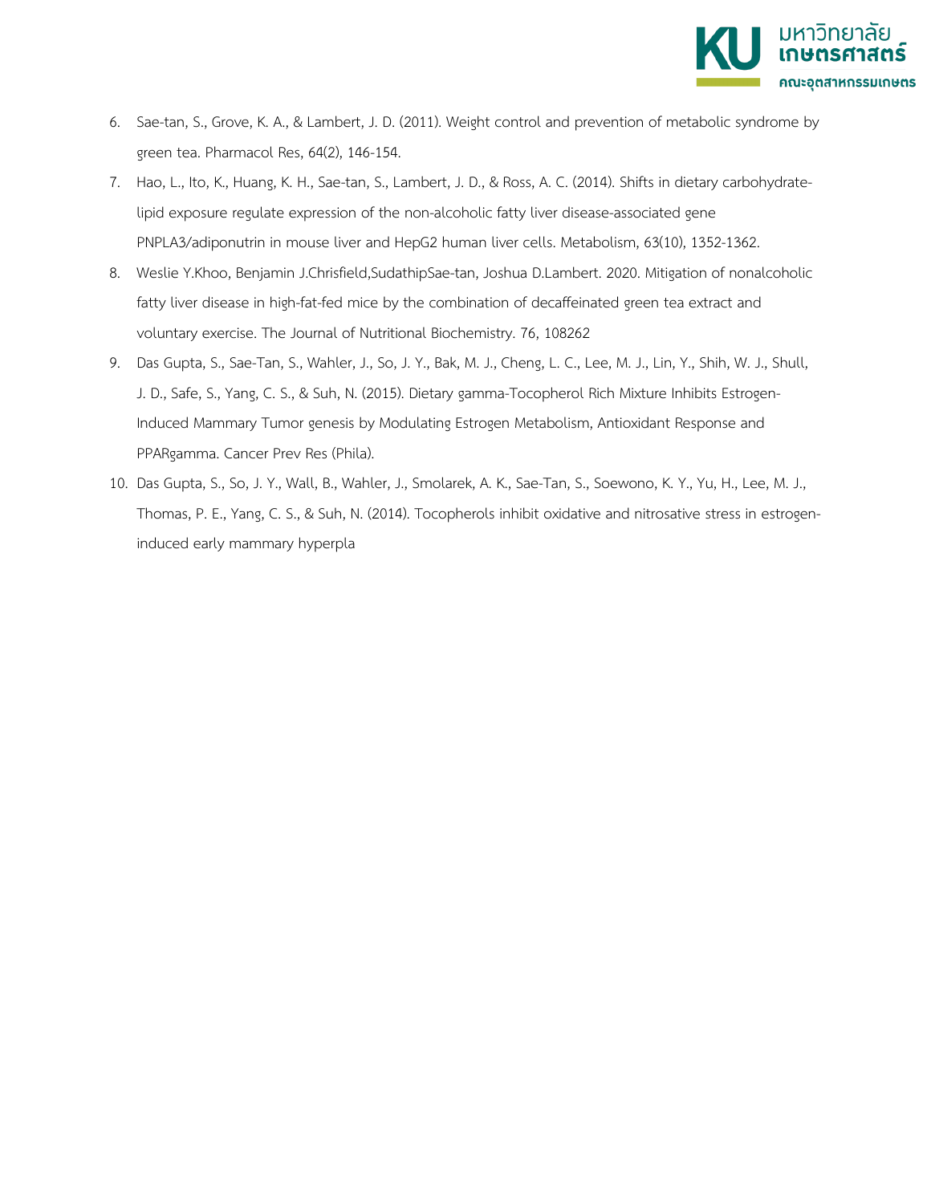6. Sae-tan, S., Grove, K. A., & Lambert, J. D. (2011). Weight control and prevention of metabolic syndrome by green tea. Pharmacol Res, 64(2), 146-154.
7. Hao, L., Ito, K., Huang, K. H., Sae-tan, S., Lambert, J. D., & Ross, A. C. (2014). Shifts in dietary carbohydrate-lipid exposure regulate expression of the non-alcoholic fatty liver disease-associated gene PNPLA3/adiponutrin in mouse liver and HepG2 human liver cells. Metabolism, 63(10), 1352-1362.
8. Weslie Y.Khoo, Benjamin J.Chrisfield,SudathipSae-tan, Joshua D.Lambert. 2020. Mitigation of nonalcoholic fatty liver disease in high-fat-fed mice by the combination of decaffeinated green tea extract and voluntary exercise. The Journal of Nutritional Biochemistry. 76, 108262
9. Das Gupta, S., Sae-Tan, S., Wahler, J., So, J. Y., Bak, M. J., Cheng, L. C., Lee, M. J., Lin, Y., Shih, W. J., Shull, J. D., Safe, S., Yang, C. S., & Suh, N. (2015). Dietary gamma-Tocopherol Rich Mixture Inhibits Estrogen-Induced Mammary Tumor genesis by Modulating Estrogen Metabolism, Antioxidant Response and PPARgamma. Cancer Prev Res (Phila).
10. Das Gupta, S., So, J. Y., Wall, B., Wahler, J., Smolarek, A. K., Sae-Tan, S., Soewono, K. Y., Yu, H., Lee, M. J., Thomas, P. E., Yang, C. S., & Suh, N. (2014). Tocopherols inhibit oxidative and nitrosative stress in estrogen-induced early mammary hyperpla